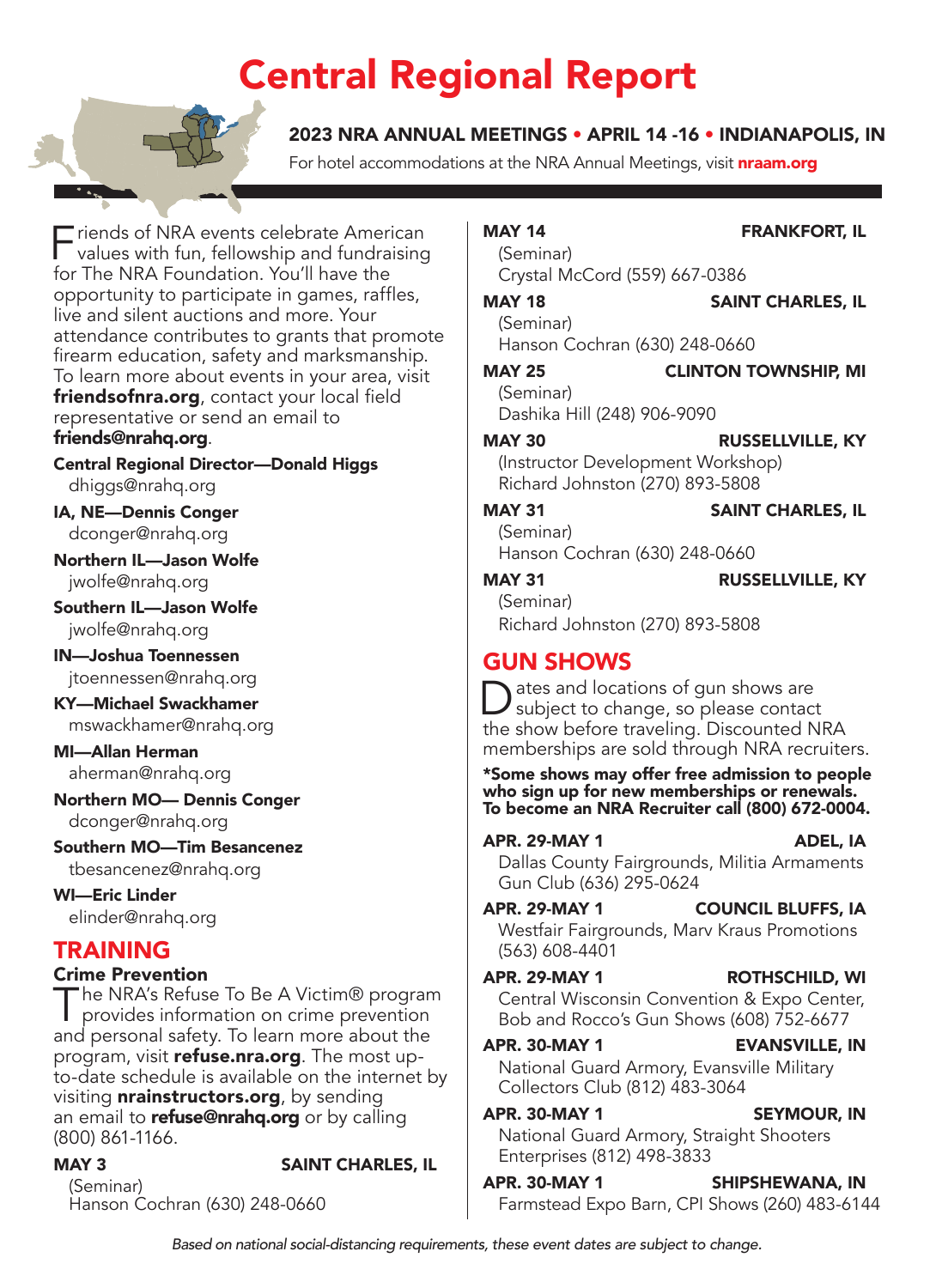# Central Regional Report

**2023 NRA ANNUAL MEETINGS • APRIL 14 -16 • INDIANAPOLIS, IN**

For hotel accommodations at the NRA Annual Meetings, visit **nraam.org**

Friends of NRA events celebrate American values with fun, fellowship and fundraising for The NRA Foundation. You'll have the opportunity to participate in games, raffles, live and silent auctions and more. Your attendance contributes to grants that promote firearm education, safety and marksmanship. To learn more about events in your area, visit **friendsofnra.org**, contact your local field representative or send an email to **friends@nrahq.org**.

**Central Regional Director—Donald Higgs**
dhiggs@nrahq.org

**IA, NE—Dennis Conger**
dconger@nrahq.org

**Northern IL—Jason Wolfe**
jwolfe@nrahq.org

**Southern IL—Jason Wolfe**
jwolfe@nrahq.org

**IN—Joshua Toennessen**
jtoennessen@nrahq.org

**KY—Michael Swackhamer**
mswackhamer@nrahq.org

**MI—Allan Herman**
aherman@nrahq.org

**Northern MO— Dennis Conger**
dconger@nrahq.org

**Southern MO—Tim Besancenez**
tbesancenez@nrahq.org

**WI—Eric Linder**
elinder@nrahq.org

## TRAINING

### Crime Prevention

The NRA's Refuse To Be A Victim® program provides information on crime prevention and personal safety. To learn more about the program, visit **refuse.nra.org**. The most up-to-date schedule is available on the internet by visiting **nrainstructors.org**, by sending an email to **refuse@nrahq.org** or by calling (800) 861-1166.

**MAY 3** — **SAINT CHARLES, IL**
(Seminar)
Hanson Cochran (630) 248-0660

**MAY 14** — **FRANKFORT, IL**
(Seminar)
Crystal McCord (559) 667-0386

**MAY 18** — **SAINT CHARLES, IL**
(Seminar)
Hanson Cochran (630) 248-0660

**MAY 25** — **CLINTON TOWNSHIP, MI**
(Seminar)
Dashika Hill (248) 906-9090

**MAY 30** — **RUSSELLVILLE, KY**
(Instructor Development Workshop)
Richard Johnston (270) 893-5808

**MAY 31** — **SAINT CHARLES, IL**
(Seminar)
Hanson Cochran (630) 248-0660

**MAY 31** — **RUSSELLVILLE, KY**
(Seminar)
Richard Johnston (270) 893-5808

## GUN SHOWS

Dates and locations of gun shows are subject to change, so please contact the show before traveling. Discounted NRA memberships are sold through NRA recruiters.

**\*Some shows may offer free admission to people who sign up for new memberships or renewals. To become an NRA Recruiter call (800) 672-0004.**

**APR. 29-MAY 1** — **ADEL, IA**
Dallas County Fairgrounds, Militia Armaments Gun Club (636) 295-0624

**APR. 29-MAY 1** — **COUNCIL BLUFFS, IA**
Westfair Fairgrounds, Marv Kraus Promotions (563) 608-4401

**APR. 29-MAY 1** — **ROTHSCHILD, WI**
Central Wisconsin Convention & Expo Center, Bob and Rocco's Gun Shows (608) 752-6677

**APR. 30-MAY 1** — **EVANSVILLE, IN**
National Guard Armory, Evansville Military Collectors Club (812) 483-3064

**APR. 30-MAY 1** — **SEYMOUR, IN**
National Guard Armory, Straight Shooters Enterprises (812) 498-3833

**APR. 30-MAY 1** — **SHIPSHEWANA, IN**
Farmstead Expo Barn, CPI Shows (260) 483-6144

*Based on national social-distancing requirements, these event dates are subject to change.*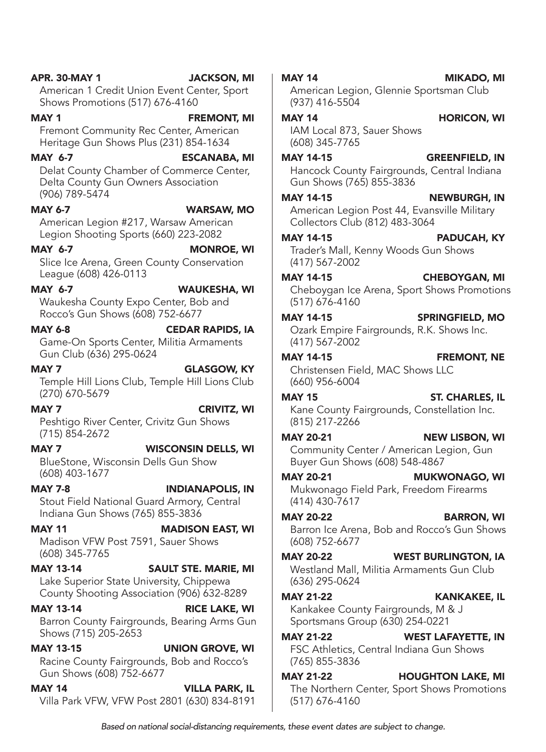**APR. 30-MAY 1** **JACKSON, MI**
American 1 Credit Union Event Center, Sport Shows Promotions (517) 676-4160

**MAY 1** **FREMONT, MI**
Fremont Community Rec Center, American Heritage Gun Shows Plus (231) 854-1634

**MAY 6-7** **ESCANABA, MI**
Delat County Chamber of Commerce Center, Delta County Gun Owners Association (906) 789-5474

**MAY 6-7** **WARSAW, MO**
American Legion #217, Warsaw American Legion Shooting Sports (660) 223-2082

**MAY 6-7** **MONROE, WI**
Slice Ice Arena, Green County Conservation League (608) 426-0113

**MAY 6-7** **WAUKESHA, WI**
Waukesha County Expo Center, Bob and Rocco's Gun Shows (608) 752-6677

**MAY 6-8** **CEDAR RAPIDS, IA**
Game-On Sports Center, Militia Armaments Gun Club (636) 295-0624

**MAY 7** **GLASGOW, KY**
Temple Hill Lions Club, Temple Hill Lions Club (270) 670-5679

**MAY 7** **CRIVITZ, WI**
Peshtigo River Center, Crivitz Gun Shows (715) 854-2672

**MAY 7** **WISCONSIN DELLS, WI**
BlueStone, Wisconsin Dells Gun Show (608) 403-1677

**MAY 7-8** **INDIANAPOLIS, IN**
Stout Field National Guard Armory, Central Indiana Gun Shows (765) 855-3836

**MAY 11** **MADISON EAST, WI**
Madison VFW Post 7591, Sauer Shows (608) 345-7765

**MAY 13-14** **SAULT STE. MARIE, MI**
Lake Superior State University, Chippewa County Shooting Association (906) 632-8289

**MAY 13-14** **RICE LAKE, WI**
Barron County Fairgrounds, Bearing Arms Gun Shows (715) 205-2653

**MAY 13-15** **UNION GROVE, WI**
Racine County Fairgrounds, Bob and Rocco's Gun Shows (608) 752-6677

**MAY 14** **VILLA PARK, IL**
Villa Park VFW, VFW Post 2801 (630) 834-8191

**MAY 14** **MIKADO, MI**
American Legion, Glennie Sportsman Club (937) 416-5504

**MAY 14** **HORICON, WI**
IAM Local 873, Sauer Shows (608) 345-7765

**MAY 14-15** **GREENFIELD, IN**
Hancock County Fairgrounds, Central Indiana Gun Shows (765) 855-3836

**MAY 14-15** **NEWBURGH, IN**
American Legion Post 44, Evansville Military Collectors Club (812) 483-3064

**MAY 14-15** **PADUCAH, KY**
Trader's Mall, Kenny Woods Gun Shows (417) 567-2002

**MAY 14-15** **CHEBOYGAN, MI**
Cheboygan Ice Arena, Sport Shows Promotions (517) 676-4160

**MAY 14-15** **SPRINGFIELD, MO**
Ozark Empire Fairgrounds, R.K. Shows Inc. (417) 567-2002

**MAY 14-15** **FREMONT, NE**
Christensen Field, MAC Shows LLC (660) 956-6004

**MAY 15** **ST. CHARLES, IL**
Kane County Fairgrounds, Constellation Inc. (815) 217-2266

**MAY 20-21** **NEW LISBON, WI**
Community Center / American Legion, Gun Buyer Gun Shows (608) 548-4867

**MAY 20-21** **MUKWONAGO, WI**
Mukwonago Field Park, Freedom Firearms (414) 430-7617

**MAY 20-22** **BARRON, WI**
Barron Ice Arena, Bob and Rocco's Gun Shows (608) 752-6677

**MAY 20-22** **WEST BURLINGTON, IA**
Westland Mall, Militia Armaments Gun Club (636) 295-0624

**MAY 21-22** **KANKAKEE, IL**
Kankakee County Fairgrounds, M & J Sportsmans Group (630) 254-0221

**MAY 21-22** **WEST LAFAYETTE, IN**
FSC Athletics, Central Indiana Gun Shows (765) 855-3836

**MAY 21-22** **HOUGHTON LAKE, MI**
The Northern Center, Sport Shows Promotions (517) 676-4160

*Based on national social-distancing requirements, these event dates are subject to change.*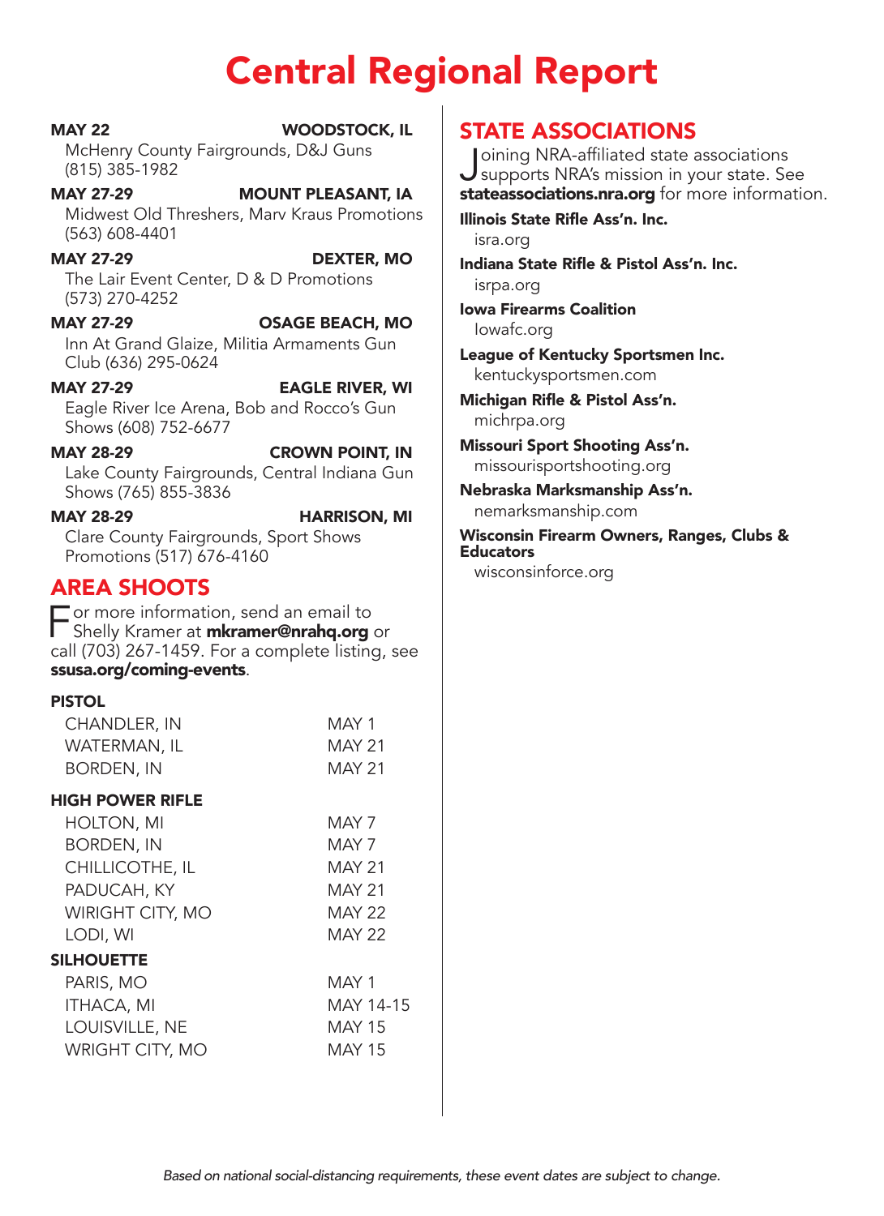# Central Regional Report

**MAY 22** **WOODSTOCK, IL**
McHenry County Fairgrounds, D&J Guns (815) 385-1982

**MAY 27-29** **MOUNT PLEASANT, IA**
Midwest Old Threshers, Marv Kraus Promotions (563) 608-4401

**MAY 27-29** **DEXTER, MO**
The Lair Event Center, D & D Promotions (573) 270-4252

**MAY 27-29** **OSAGE BEACH, MO**
Inn At Grand Glaize, Militia Armaments Gun Club (636) 295-0624

**MAY 27-29** **EAGLE RIVER, WI**
Eagle River Ice Arena, Bob and Rocco's Gun Shows (608) 752-6677

**MAY 28-29** **CROWN POINT, IN**
Lake County Fairgrounds, Central Indiana Gun Shows (765) 855-3836

**MAY 28-29** **HARRISON, MI**
Clare County Fairgrounds, Sport Shows Promotions (517) 676-4160

## AREA SHOOTS

For more information, send an email to Shelly Kramer at **mkramer@nrahq.org** or call (703) 267-1459. For a complete listing, see **ssusa.org/coming-events**.

**PISTOL**

| | |
|---|---|
| CHANDLER, IN | MAY 1 |
| WATERMAN, IL | MAY 21 |
| BORDEN, IN | MAY 21 |

**HIGH POWER RIFLE**

| | |
|---|---|
| HOLTON, MI | MAY 7 |
| BORDEN, IN | MAY 7 |
| CHILLICOTHE, IL | MAY 21 |
| PADUCAH, KY | MAY 21 |
| WIRIGHT CITY, MO | MAY 22 |
| LODI, WI | MAY 22 |

**SILHOUETTE**

| | |
|---|---|
| PARIS, MO | MAY 1 |
| ITHACA, MI | MAY 14-15 |
| LOUISVILLE, NE | MAY 15 |
| WRIGHT CITY, MO | MAY 15 |

## STATE ASSOCIATIONS

Joining NRA-affiliated state associations supports NRA's mission in your state. See **stateassociations.nra.org** for more information.

**Illinois State Rifle Ass'n. Inc.**
isra.org

**Indiana State Rifle & Pistol Ass'n. Inc.**
isrpa.org

**Iowa Firearms Coalition**
Iowafc.org

**League of Kentucky Sportsmen Inc.**
kentuckysportsmen.com

**Michigan Rifle & Pistol Ass'n.**
michrpa.org

**Missouri Sport Shooting Ass'n.**
missourisportshooting.org

**Nebraska Marksmanship Ass'n.**
nemarksmanship.com

**Wisconsin Firearm Owners, Ranges, Clubs & Educators**
wisconsinforce.org

*Based on national social-distancing requirements, these event dates are subject to change.*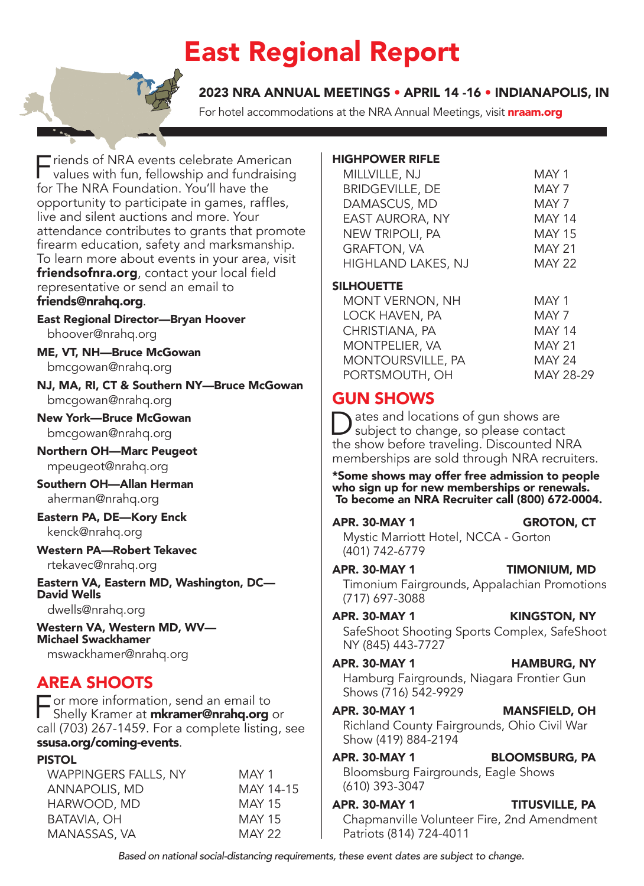# East Regional Report

**2023 NRA ANNUAL MEETINGS • APRIL 14 -16 • INDIANAPOLIS, IN**

For hotel accommodations at the NRA Annual Meetings, visit **nraam.org**

Friends of NRA events celebrate American values with fun, fellowship and fundraising for The NRA Foundation. You'll have the opportunity to participate in games, raffles, live and silent auctions and more. Your attendance contributes to grants that promote firearm education, safety and marksmanship. To learn more about events in your area, visit **friendsofnra.org**, contact your local field representative or send an email to **friends@nrahq.org**.

**East Regional Director—Bryan Hoover**
bhoover@nrahq.org

**ME, VT, NH—Bruce McGowan**
bmcgowan@nrahq.org

**NJ, MA, RI, CT & Southern NY—Bruce McGowan**
bmcgowan@nrahq.org

**New York—Bruce McGowan**
bmcgowan@nrahq.org

**Northern OH—Marc Peugeot**
mpeugeot@nrahq.org

**Southern OH—Allan Herman**
aherman@nrahq.org

**Eastern PA, DE—Kory Enck**
kenck@nrahq.org

**Western PA—Robert Tekavec**
rtekavec@nrahq.org

**Eastern VA, Eastern MD, Washington, DC—David Wells**
dwells@nrahq.org

**Western VA, Western MD, WV—Michael Swackhamer**
mswackhamer@nrahq.org

## AREA SHOOTS

For more information, send an email to Shelly Kramer at **mkramer@nrahq.org** or call (703) 267-1459. For a complete listing, see **ssusa.org/coming-events**.

**PISTOL**

| | |
|---|---|
| WAPPINGERS FALLS, NY | MAY 1 |
| ANNAPOLIS, MD | MAY 14-15 |
| HARWOOD, MD | MAY 15 |
| BATAVIA, OH | MAY 15 |
| MANASSAS, VA | MAY 22 |

**HIGHPOWER RIFLE**

| | |
|---|---|
| MILLVILLE, NJ | MAY 1 |
| BRIDGEVILLE, DE | MAY 7 |
| DAMASCUS, MD | MAY 7 |
| EAST AURORA, NY | MAY 14 |
| NEW TRIPOLI, PA | MAY 15 |
| GRAFTON, VA | MAY 21 |
| HIGHLAND LAKES, NJ | MAY 22 |

**SILHOUETTE**

| | |
|---|---|
| MONT VERNON, NH | MAY 1 |
| LOCK HAVEN, PA | MAY 7 |
| CHRISTIANA, PA | MAY 14 |
| MONTPELIER, VA | MAY 21 |
| MONTOURSVILLE, PA | MAY 24 |
| PORTSMOUTH, OH | MAY 28-29 |

## GUN SHOWS

Dates and locations of gun shows are subject to change, so please contact the show before traveling. Discounted NRA memberships are sold through NRA recruiters.

**\*Some shows may offer free admission to people who sign up for new memberships or renewals. To become an NRA Recruiter call (800) 672-0004.**

**APR. 30-MAY 1 — GROTON, CT**
Mystic Marriott Hotel, NCCA - Gorton (401) 742-6779

**APR. 30-MAY 1 — TIMONIUM, MD**
Timonium Fairgrounds, Appalachian Promotions (717) 697-3088

**APR. 30-MAY 1 — KINGSTON, NY**
SafeShoot Shooting Sports Complex, SafeShoot NY (845) 443-7727

**APR. 30-MAY 1 — HAMBURG, NY**
Hamburg Fairgrounds, Niagara Frontier Gun Shows (716) 542-9929

**APR. 30-MAY 1 — MANSFIELD, OH**
Richland County Fairgrounds, Ohio Civil War Show (419) 884-2194

**APR. 30-MAY 1 — BLOOMSBURG, PA**
Bloomsburg Fairgrounds, Eagle Shows (610) 393-3047

**APR. 30-MAY 1 — TITUSVILLE, PA**
Chapmanville Volunteer Fire, 2nd Amendment Patriots (814) 724-4011

*Based on national social-distancing requirements, these event dates are subject to change.*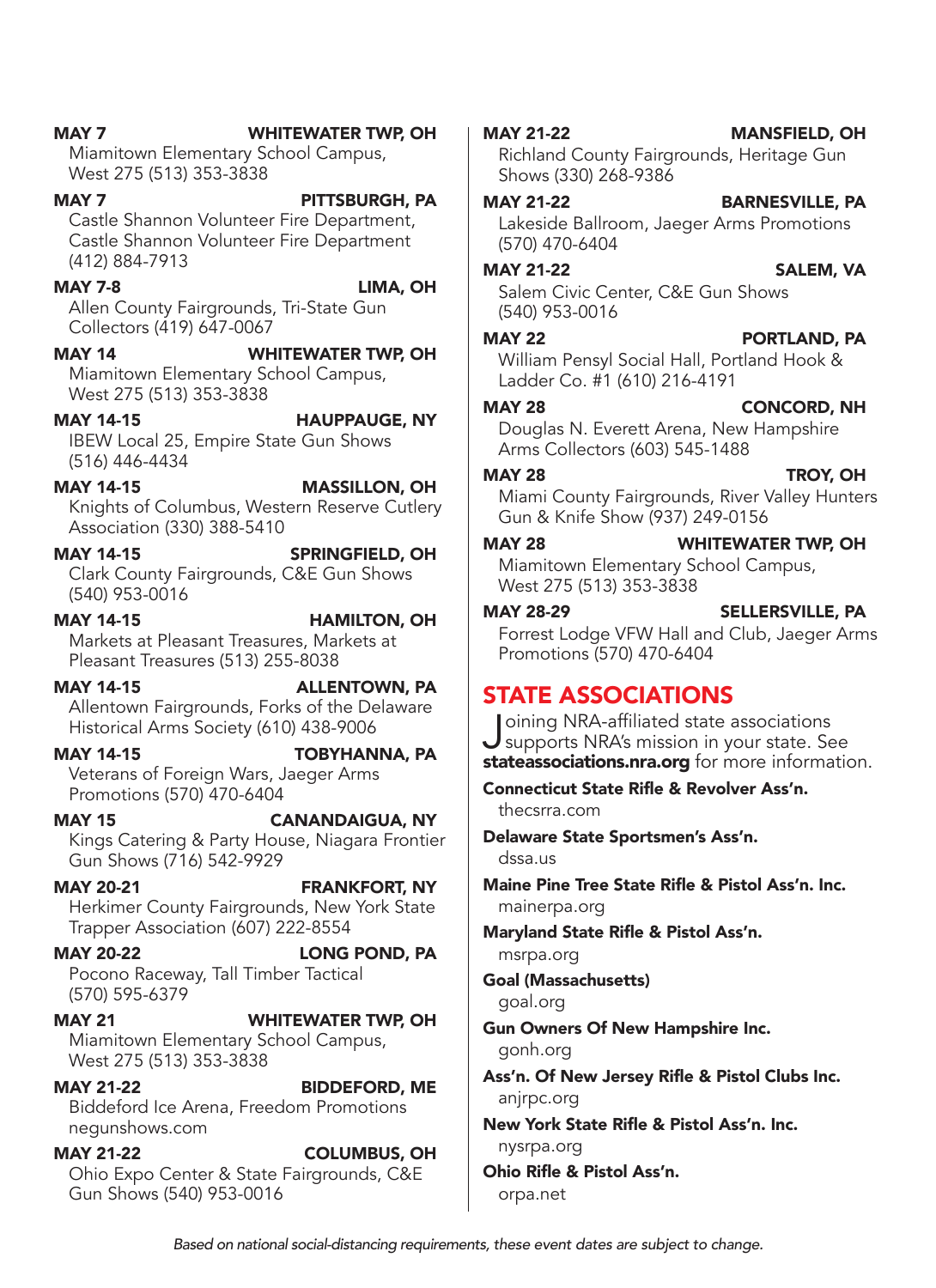**MAY 7 — WHITEWATER TWP, OH**
Miamitown Elementary School Campus, West 275 (513) 353-3838

**MAY 7 — PITTSBURGH, PA**
Castle Shannon Volunteer Fire Department, Castle Shannon Volunteer Fire Department (412) 884-7913

**MAY 7-8 — LIMA, OH**
Allen County Fairgrounds, Tri-State Gun Collectors (419) 647-0067

**MAY 14 — WHITEWATER TWP, OH**
Miamitown Elementary School Campus, West 275 (513) 353-3838

**MAY 14-15 — HAUPPAUGE, NY**
IBEW Local 25, Empire State Gun Shows (516) 446-4434

**MAY 14-15 — MASSILLON, OH**
Knights of Columbus, Western Reserve Cutlery Association (330) 388-5410

**MAY 14-15 — SPRINGFIELD, OH**
Clark County Fairgrounds, C&E Gun Shows (540) 953-0016

**MAY 14-15 — HAMILTON, OH**
Markets at Pleasant Treasures, Markets at Pleasant Treasures (513) 255-8038

**MAY 14-15 — ALLENTOWN, PA**
Allentown Fairgrounds, Forks of the Delaware Historical Arms Society (610) 438-9006

**MAY 14-15 — TOBYHANNA, PA**
Veterans of Foreign Wars, Jaeger Arms Promotions (570) 470-6404

**MAY 15 — CANANDAIGUA, NY**
Kings Catering & Party House, Niagara Frontier Gun Shows (716) 542-9929

**MAY 20-21 — FRANKFORT, NY**
Herkimer County Fairgrounds, New York State Trapper Association (607) 222-8554

**MAY 20-22 — LONG POND, PA**
Pocono Raceway, Tall Timber Tactical (570) 595-6379

**MAY 21 — WHITEWATER TWP, OH**
Miamitown Elementary School Campus, West 275 (513) 353-3838

**MAY 21-22 — BIDDEFORD, ME**
Biddeford Ice Arena, Freedom Promotions negunshows.com

**MAY 21-22 — COLUMBUS, OH**
Ohio Expo Center & State Fairgrounds, C&E Gun Shows (540) 953-0016

**MAY 21-22 — MANSFIELD, OH**
Richland County Fairgrounds, Heritage Gun Shows (330) 268-9386

**MAY 21-22 — BARNESVILLE, PA**
Lakeside Ballroom, Jaeger Arms Promotions (570) 470-6404

**MAY 21-22 — SALEM, VA**
Salem Civic Center, C&E Gun Shows (540) 953-0016

**MAY 22 — PORTLAND, PA**
William Pensyl Social Hall, Portland Hook & Ladder Co. #1 (610) 216-4191

**MAY 28 — CONCORD, NH**
Douglas N. Everett Arena, New Hampshire Arms Collectors (603) 545-1488

**MAY 28 — TROY, OH**
Miami County Fairgrounds, River Valley Hunters Gun & Knife Show (937) 249-0156

**MAY 28 — WHITEWATER TWP, OH**
Miamitown Elementary School Campus, West 275 (513) 353-3838

**MAY 28-29 — SELLERSVILLE, PA**
Forrest Lodge VFW Hall and Club, Jaeger Arms Promotions (570) 470-6404

## STATE ASSOCIATIONS

Joining NRA-affiliated state associations supports NRA's mission in your state. See **stateassociations.nra.org** for more information.

**Connecticut State Rifle & Revolver Ass'n.**
thecsrra.com

**Delaware State Sportsmen's Ass'n.**
dssa.us

**Maine Pine Tree State Rifle & Pistol Ass'n. Inc.**
mainerpa.org

**Maryland State Rifle & Pistol Ass'n.**
msrpa.org

**Goal (Massachusetts)**
goal.org

**Gun Owners Of New Hampshire Inc.**
gonh.org

**Ass'n. Of New Jersey Rifle & Pistol Clubs Inc.**
anjrpc.org

**New York State Rifle & Pistol Ass'n. Inc.**
nysrpa.org

**Ohio Rifle & Pistol Ass'n.**
orpa.net

*Based on national social-distancing requirements, these event dates are subject to change.*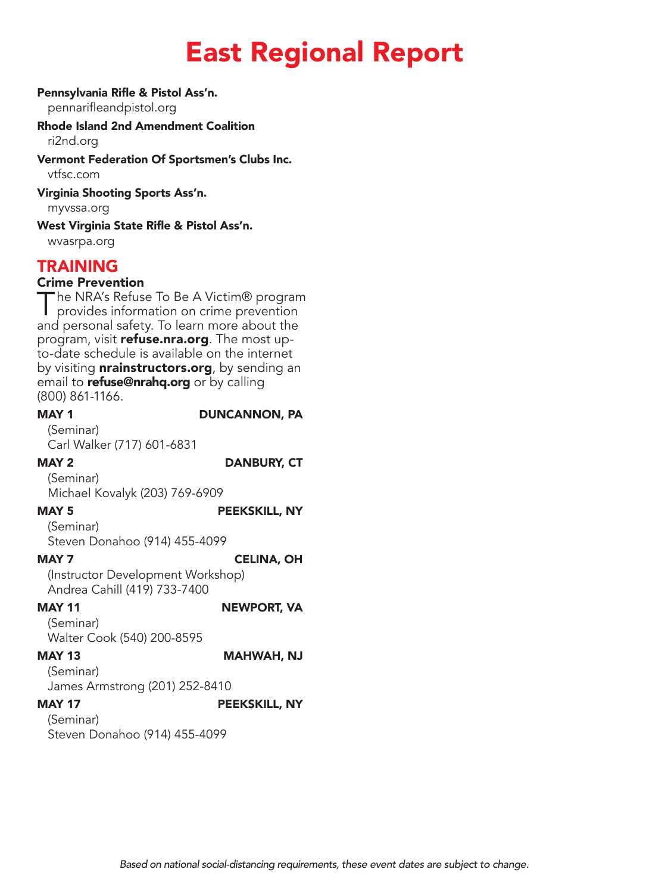# East Regional Report

**Pennsylvania Rifle & Pistol Ass'n.**
pennarifleandpistol.org

**Rhode Island 2nd Amendment Coalition**
ri2nd.org

**Vermont Federation Of Sportsmen's Clubs Inc.**
vtfsc.com

**Virginia Shooting Sports Ass'n.**
myvssa.org

**West Virginia State Rifle & Pistol Ass'n.**
wvasrpa.org

## TRAINING

### Crime Prevention

The NRA's Refuse To Be A Victim® program provides information on crime prevention and personal safety. To learn more about the program, visit **refuse.nra.org**. The most up-to-date schedule is available on the internet by visiting **nrainstructors.org**, by sending an email to **refuse@nrahq.org** or by calling (800) 861-1166.

**MAY 1** — **DUNCANNON, PA**
(Seminar)
Carl Walker (717) 601-6831

**MAY 2** — **DANBURY, CT**
(Seminar)
Michael Kovalyk (203) 769-6909

**MAY 5** — **PEEKSKILL, NY**
(Seminar)
Steven Donahoo (914) 455-4099

**MAY 7** — **CELINA, OH**
(Instructor Development Workshop)
Andrea Cahill (419) 733-7400

**MAY 11** — **NEWPORT, VA**
(Seminar)
Walter Cook (540) 200-8595

**MAY 13** — **MAHWAH, NJ**
(Seminar)
James Armstrong (201) 252-8410

**MAY 17** — **PEEKSKILL, NY**
(Seminar)
Steven Donahoo (914) 455-4099

*Based on national social-distancing requirements, these event dates are subject to change.*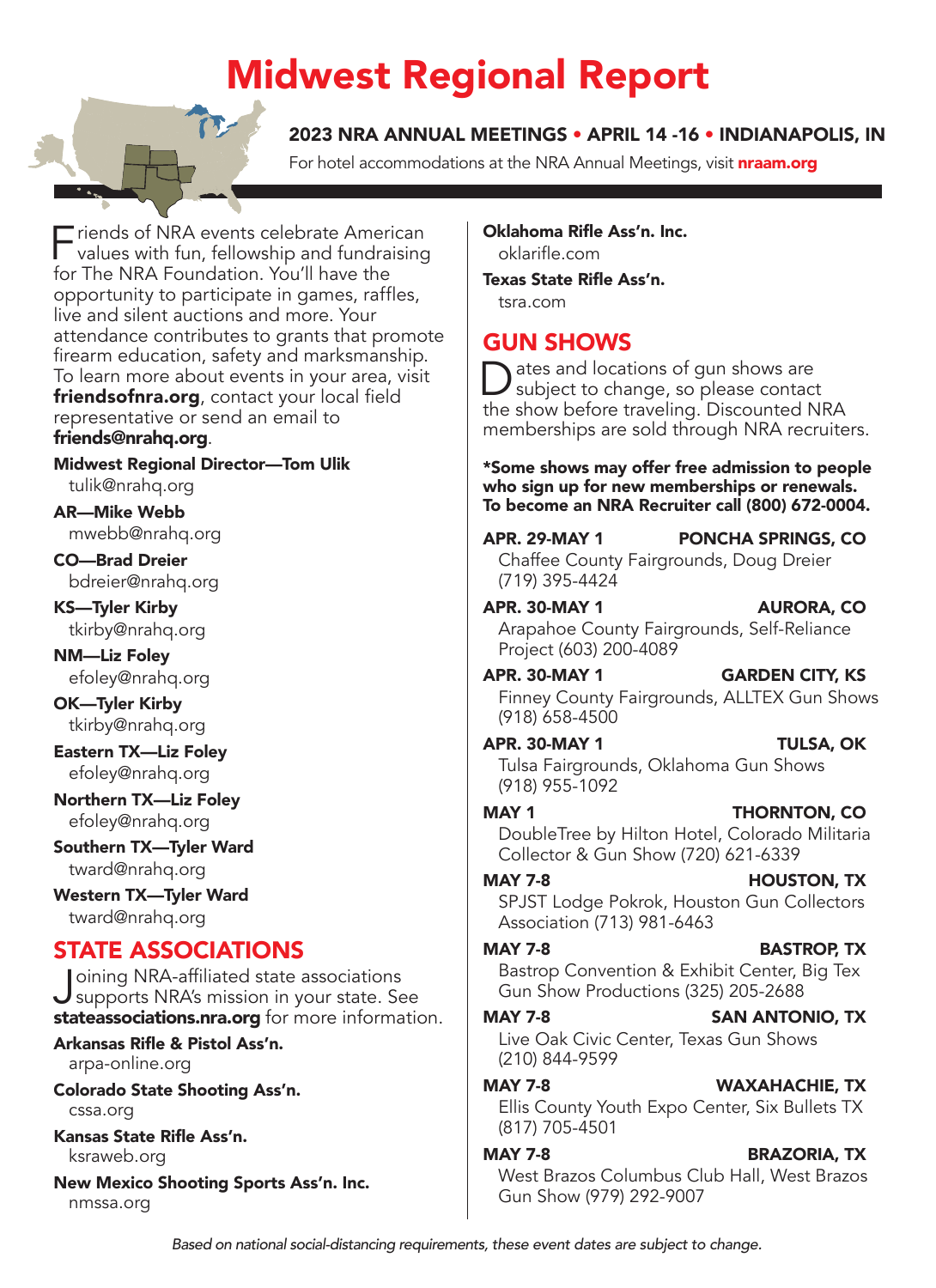# Midwest Regional Report

**2023 NRA ANNUAL MEETINGS • APRIL 14 -16 • INDIANAPOLIS, IN**

For hotel accommodations at the NRA Annual Meetings, visit **nraam.org**

Friends of NRA events celebrate American values with fun, fellowship and fundraising for The NRA Foundation. You'll have the opportunity to participate in games, raffles, live and silent auctions and more. Your attendance contributes to grants that promote firearm education, safety and marksmanship. To learn more about events in your area, visit **friendsofnra.org**, contact your local field representative or send an email to **friends@nrahq.org**.

**Midwest Regional Director—Tom Ulik**
tulik@nrahq.org

**AR—Mike Webb**
mwebb@nrahq.org

**CO—Brad Dreier**
bdreier@nrahq.org

**KS—Tyler Kirby**
tkirby@nrahq.org

**NM—Liz Foley**
efoley@nrahq.org

**OK—Tyler Kirby**
tkirby@nrahq.org

**Eastern TX—Liz Foley**
efoley@nrahq.org

**Northern TX—Liz Foley**
efoley@nrahq.org

**Southern TX—Tyler Ward**
tward@nrahq.org

**Western TX—Tyler Ward**
tward@nrahq.org

## STATE ASSOCIATIONS

Joining NRA-affiliated state associations supports NRA's mission in your state. See **stateassociations.nra.org** for more information.

**Arkansas Rifle & Pistol Ass'n.**
arpa-online.org

**Colorado State Shooting Ass'n.**
cssa.org

**Kansas State Rifle Ass'n.**
ksraweb.org

**New Mexico Shooting Sports Ass'n. Inc.**
nmssa.org

**Oklahoma Rifle Ass'n. Inc.**
oklarifle.com

**Texas State Rifle Ass'n.**
tsra.com

## GUN SHOWS

Dates and locations of gun shows are subject to change, so please contact the show before traveling. Discounted NRA memberships are sold through NRA recruiters.

**\*Some shows may offer free admission to people who sign up for new memberships or renewals. To become an NRA Recruiter call (800) 672-0004.**

**APR. 29-MAY 1 — PONCHA SPRINGS, CO**
Chaffee County Fairgrounds, Doug Dreier (719) 395-4424

**APR. 30-MAY 1 — AURORA, CO**
Arapahoe County Fairgrounds, Self-Reliance Project (603) 200-4089

**APR. 30-MAY 1 — GARDEN CITY, KS**
Finney County Fairgrounds, ALLTEX Gun Shows (918) 658-4500

**APR. 30-MAY 1 — TULSA, OK**
Tulsa Fairgrounds, Oklahoma Gun Shows (918) 955-1092

**MAY 1 — THORNTON, CO**
DoubleTree by Hilton Hotel, Colorado Militaria Collector & Gun Show (720) 621-6339

**MAY 7-8 — HOUSTON, TX**
SPJST Lodge Pokrok, Houston Gun Collectors Association (713) 981-6463

**MAY 7-8 — BASTROP, TX**
Bastrop Convention & Exhibit Center, Big Tex Gun Show Productions (325) 205-2688

**MAY 7-8 — SAN ANTONIO, TX**
Live Oak Civic Center, Texas Gun Shows (210) 844-9599

**MAY 7-8 — WAXAHACHIE, TX**
Ellis County Youth Expo Center, Six Bullets TX (817) 705-4501

**MAY 7-8 — BRAZORIA, TX**
West Brazos Columbus Club Hall, West Brazos Gun Show (979) 292-9007

*Based on national social-distancing requirements, these event dates are subject to change.*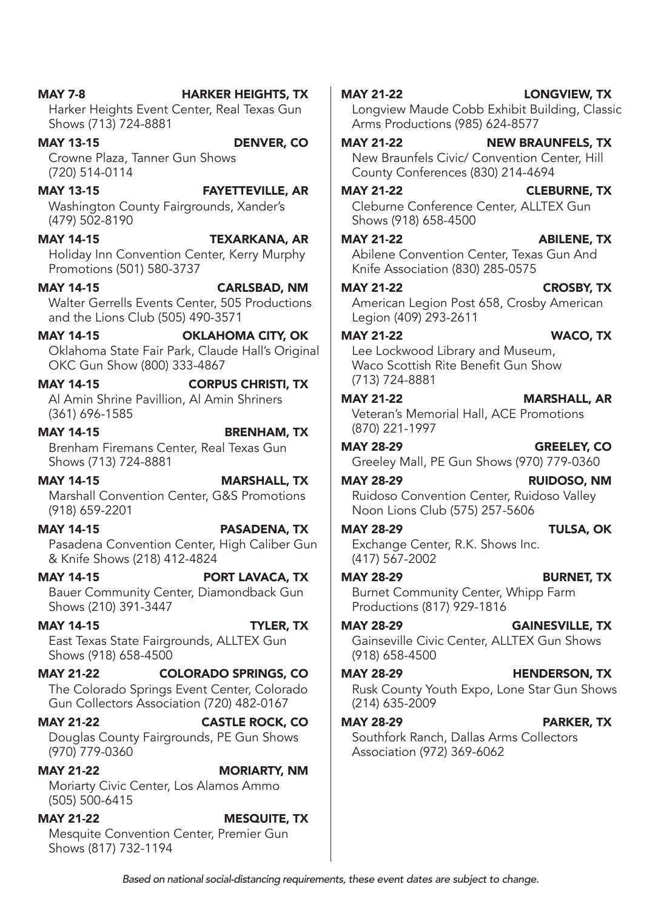**MAY 7-8** **HARKER HEIGHTS, TX**
Harker Heights Event Center, Real Texas Gun Shows (713) 724-8881

**MAY 13-15** **DENVER, CO**
Crowne Plaza, Tanner Gun Shows (720) 514-0114

**MAY 13-15** **FAYETTEVILLE, AR**
Washington County Fairgrounds, Xander's (479) 502-8190

**MAY 14-15** **TEXARKANA, AR**
Holiday Inn Convention Center, Kerry Murphy Promotions (501) 580-3737

**MAY 14-15** **CARLSBAD, NM**
Walter Gerrells Events Center, 505 Productions and the Lions Club (505) 490-3571

**MAY 14-15** **OKLAHOMA CITY, OK**
Oklahoma State Fair Park, Claude Hall's Original OKC Gun Show (800) 333-4867

**MAY 14-15** **CORPUS CHRISTI, TX**
Al Amin Shrine Pavillion, Al Amin Shriners (361) 696-1585

**MAY 14-15** **BRENHAM, TX**
Brenham Firemans Center, Real Texas Gun Shows (713) 724-8881

**MAY 14-15** **MARSHALL, TX**
Marshall Convention Center, G&S Promotions (918) 659-2201

**MAY 14-15** **PASADENA, TX**
Pasadena Convention Center, High Caliber Gun & Knife Shows (218) 412-4824

**MAY 14-15** **PORT LAVACA, TX**
Bauer Community Center, Diamondback Gun Shows (210) 391-3447

**MAY 14-15** **TYLER, TX**
East Texas State Fairgrounds, ALLTEX Gun Shows (918) 658-4500

**MAY 21-22** **COLORADO SPRINGS, CO**
The Colorado Springs Event Center, Colorado Gun Collectors Association (720) 482-0167

**MAY 21-22** **CASTLE ROCK, CO**
Douglas County Fairgrounds, PE Gun Shows (970) 779-0360

**MAY 21-22** **MORIARTY, NM**
Moriarty Civic Center, Los Alamos Ammo (505) 500-6415

**MAY 21-22** **MESQUITE, TX**
Mesquite Convention Center, Premier Gun Shows (817) 732-1194

**MAY 21-22** **LONGVIEW, TX**
Longview Maude Cobb Exhibit Building, Classic Arms Productions (985) 624-8577

**MAY 21-22** **NEW BRAUNFELS, TX**
New Braunfels Civic/ Convention Center, Hill County Conferences (830) 214-4694

**MAY 21-22** **CLEBURNE, TX**
Cleburne Conference Center, ALLTEX Gun Shows (918) 658-4500

**MAY 21-22** **ABILENE, TX**
Abilene Convention Center, Texas Gun And Knife Association (830) 285-0575

**MAY 21-22** **CROSBY, TX**
American Legion Post 658, Crosby American Legion (409) 293-2611

**MAY 21-22** **WACO, TX**
Lee Lockwood Library and Museum, Waco Scottish Rite Benefit Gun Show (713) 724-8881

**MAY 21-22** **MARSHALL, AR**
Veteran's Memorial Hall, ACE Promotions (870) 221-1997

**MAY 28-29** **GREELEY, CO**
Greeley Mall, PE Gun Shows (970) 779-0360

**MAY 28-29** **RUIDOSO, NM**
Ruidoso Convention Center, Ruidoso Valley Noon Lions Club (575) 257-5606

**MAY 28-29** **TULSA, OK**
Exchange Center, R.K. Shows Inc. (417) 567-2002

**MAY 28-29** **BURNET, TX**
Burnet Community Center, Whipp Farm Productions (817) 929-1816

**MAY 28-29** **GAINESVILLE, TX**
Gainseville Civic Center, ALLTEX Gun Shows (918) 658-4500

**MAY 28-29** **HENDERSON, TX**
Rusk County Youth Expo, Lone Star Gun Shows (214) 635-2009

**MAY 28-29** **PARKER, TX**
Southfork Ranch, Dallas Arms Collectors Association (972) 369-6062

*Based on national social-distancing requirements, these event dates are subject to change.*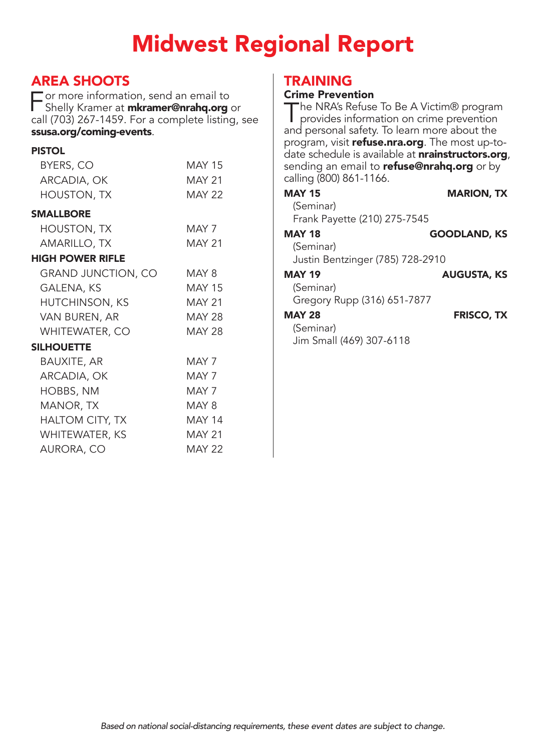# Midwest Regional Report

## AREA SHOOTS

For more information, send an email to Shelly Kramer at **mkramer@nrahq.org** or call (703) 267-1459. For a complete listing, see **ssusa.org/coming-events**.

**PISTOL**

| | |
|---|---|
| BYERS, CO | MAY 15 |
| ARCADIA, OK | MAY 21 |
| HOUSTON, TX | MAY 22 |

**SMALLBORE**

| | |
|---|---|
| HOUSTON, TX | MAY 7 |
| AMARILLO, TX | MAY 21 |

**HIGH POWER RIFLE**

| | |
|---|---|
| GRAND JUNCTION, CO | MAY 8 |
| GALENA, KS | MAY 15 |
| HUTCHINSON, KS | MAY 21 |
| VAN BUREN, AR | MAY 28 |
| WHITEWATER, CO | MAY 28 |

**SILHOUETTE**

| | |
|---|---|
| BAUXITE, AR | MAY 7 |
| ARCADIA, OK | MAY 7 |
| HOBBS, NM | MAY 7 |
| MANOR, TX | MAY 8 |
| HALTOM CITY, TX | MAY 14 |
| WHITEWATER, KS | MAY 21 |
| AURORA, CO | MAY 22 |

## TRAINING

### Crime Prevention

The NRA's Refuse To Be A Victim® program provides information on crime prevention and personal safety. To learn more about the program, visit **refuse.nra.org**. The most up-to-date schedule is available at **nrainstructors.org**, sending an email to **refuse@nrahq.org** or by calling (800) 861-1166.

**MAY 15** — **MARION, TX**
(Seminar)
Frank Payette (210) 275-7545

**MAY 18** — **GOODLAND, KS**
(Seminar)
Justin Bentzinger (785) 728-2910

**MAY 19** — **AUGUSTA, KS**
(Seminar)
Gregory Rupp (316) 651-7877

**MAY 28** — **FRISCO, TX**
(Seminar)
Jim Small (469) 307-6118

*Based on national social-distancing requirements, these event dates are subject to change.*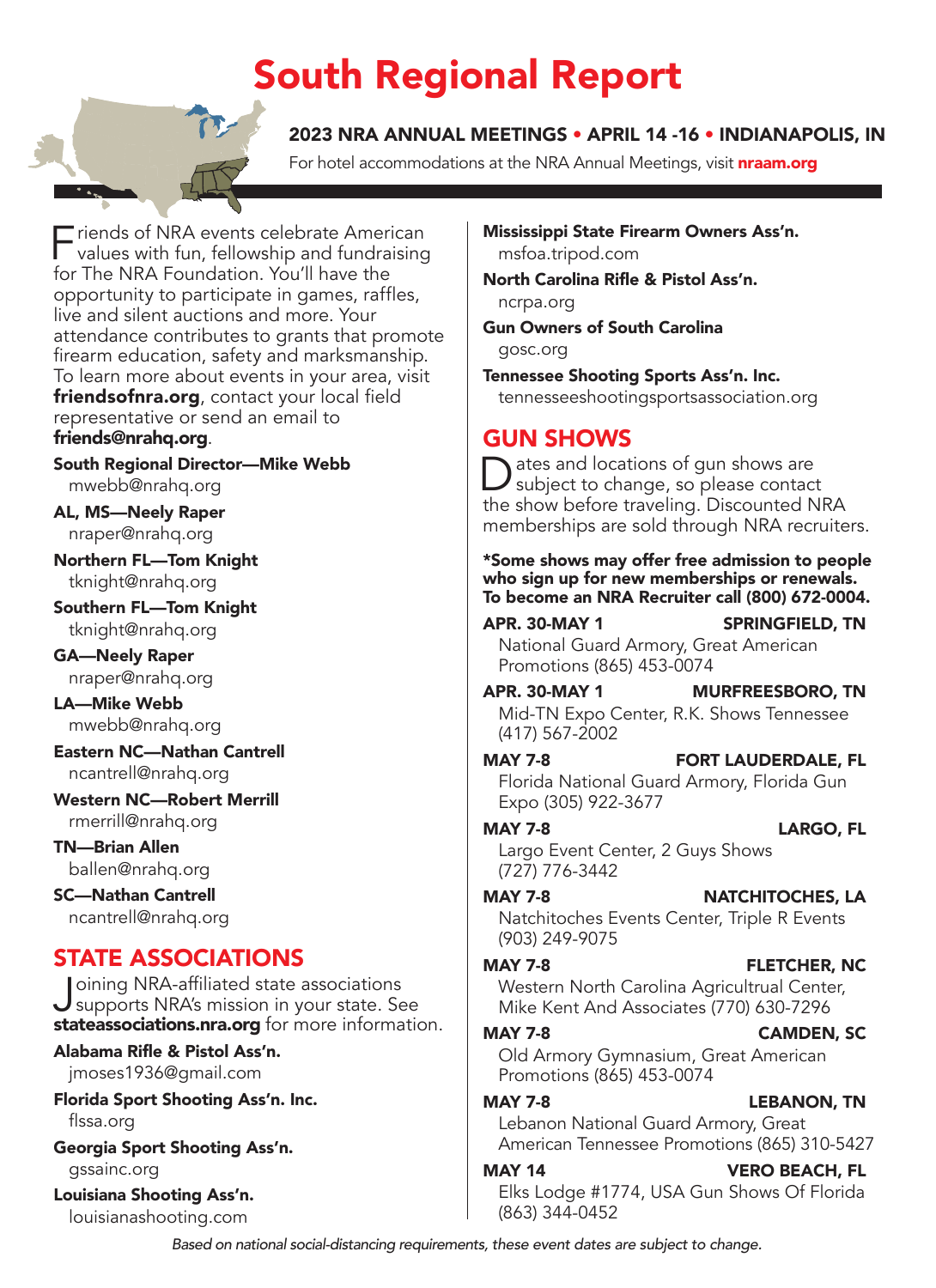# South Regional Report

### 2023 NRA ANNUAL MEETINGS • APRIL 14 -16 • INDIANAPOLIS, IN

For hotel accommodations at the NRA Annual Meetings, visit **nraam.org**

Friends of NRA events celebrate American values with fun, fellowship and fundraising for The NRA Foundation. You'll have the opportunity to participate in games, raffles, live and silent auctions and more. Your attendance contributes to grants that promote firearm education, safety and marksmanship. To learn more about events in your area, visit **friendsofnra.org**, contact your local field representative or send an email to **friends@nrahq.org**.

**South Regional Director—Mike Webb**
mwebb@nrahq.org

**AL, MS—Neely Raper**
nraper@nrahq.org

**Northern FL—Tom Knight**
tknight@nrahq.org

**Southern FL—Tom Knight**
tknight@nrahq.org

**GA—Neely Raper**
nraper@nrahq.org

**LA—Mike Webb**
mwebb@nrahq.org

**Eastern NC—Nathan Cantrell**
ncantrell@nrahq.org

**Western NC—Robert Merrill**
rmerrill@nrahq.org

**TN—Brian Allen**
ballen@nrahq.org

**SC—Nathan Cantrell**
ncantrell@nrahq.org

## STATE ASSOCIATIONS

Joining NRA-affiliated state associations supports NRA's mission in your state. See **stateassociations.nra.org** for more information.

**Alabama Rifle & Pistol Ass'n.**
jmoses1936@gmail.com

**Florida Sport Shooting Ass'n. Inc.**
flssa.org

**Georgia Sport Shooting Ass'n.**
gssainc.org

**Louisiana Shooting Ass'n.**
louisianashooting.com

**Mississippi State Firearm Owners Ass'n.**
msfoa.tripod.com

**North Carolina Rifle & Pistol Ass'n.**
ncrpa.org

**Gun Owners of South Carolina**
gosc.org

**Tennessee Shooting Sports Ass'n. Inc.**
tennesseeshootingsportsassociation.org

## GUN SHOWS

Dates and locations of gun shows are subject to change, so please contact the show before traveling. Discounted NRA memberships are sold through NRA recruiters.

***Some shows may offer free admission to people who sign up for new memberships or renewals. To become an NRA Recruiter call (800) 672-0004.**

**APR. 30-MAY 1 — SPRINGFIELD, TN**
National Guard Armory, Great American Promotions (865) 453-0074

**APR. 30-MAY 1 — MURFREESBORO, TN**
Mid-TN Expo Center, R.K. Shows Tennessee (417) 567-2002

**MAY 7-8 — FORT LAUDERDALE, FL**
Florida National Guard Armory, Florida Gun Expo (305) 922-3677

**MAY 7-8 — LARGO, FL**
Largo Event Center, 2 Guys Shows (727) 776-3442

**MAY 7-8 — NATCHITOCHES, LA**
Natchitoches Events Center, Triple R Events (903) 249-9075

**MAY 7-8 — FLETCHER, NC**
Western North Carolina Agricultrual Center, Mike Kent And Associates (770) 630-7296

**MAY 7-8 — CAMDEN, SC**
Old Armory Gymnasium, Great American Promotions (865) 453-0074

**MAY 7-8 — LEBANON, TN**
Lebanon National Guard Armory, Great American Tennessee Promotions (865) 310-5427

**MAY 14 — VERO BEACH, FL**
Elks Lodge #1774, USA Gun Shows Of Florida (863) 344-0452

*Based on national social-distancing requirements, these event dates are subject to change.*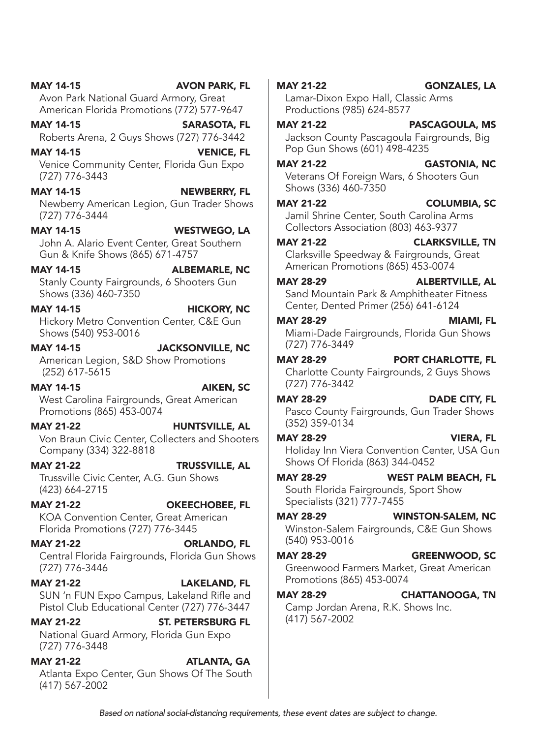**MAY 14-15** **AVON PARK, FL**
Avon Park National Guard Armory, Great American Florida Promotions (772) 577-9647

**MAY 14-15** **SARASOTA, FL**
Roberts Arena, 2 Guys Shows (727) 776-3442

**MAY 14-15** **VENICE, FL**
Venice Community Center, Florida Gun Expo (727) 776-3443

**MAY 14-15** **NEWBERRY, FL**
Newberry American Legion, Gun Trader Shows (727) 776-3444

**MAY 14-15** **WESTWEGO, LA**
John A. Alario Event Center, Great Southern Gun & Knife Shows (865) 671-4757

**MAY 14-15** **ALBEMARLE, NC**
Stanly County Fairgrounds, 6 Shooters Gun Shows (336) 460-7350

**MAY 14-15** **HICKORY, NC**
Hickory Metro Convention Center, C&E Gun Shows (540) 953-0016

**MAY 14-15** **JACKSONVILLE, NC**
American Legion, S&D Show Promotions (252) 617-5615

**MAY 14-15** **AIKEN, SC**
West Carolina Fairgrounds, Great American Promotions (865) 453-0074

**MAY 21-22** **HUNTSVILLE, AL**
Von Braun Civic Center, Collecters and Shooters Company (334) 322-8818

**MAY 21-22** **TRUSSVILLE, AL**
Trussville Civic Center, A.G. Gun Shows (423) 664-2715

**MAY 21-22** **OKEECHOBEE, FL**
KOA Convention Center, Great American Florida Promotions (727) 776-3445

**MAY 21-22** **ORLANDO, FL**
Central Florida Fairgrounds, Florida Gun Shows (727) 776-3446

**MAY 21-22** **LAKELAND, FL**
SUN 'n FUN Expo Campus, Lakeland Rifle and Pistol Club Educational Center (727) 776-3447

**MAY 21-22** **ST. PETERSBURG FL**
National Guard Armory, Florida Gun Expo (727) 776-3448

**MAY 21-22** **ATLANTA, GA**
Atlanta Expo Center, Gun Shows Of The South (417) 567-2002

**MAY 21-22** **GONZALES, LA**
Lamar-Dixon Expo Hall, Classic Arms Productions (985) 624-8577

**MAY 21-22** **PASCAGOULA, MS**
Jackson County Pascagoula Fairgrounds, Big Pop Gun Shows (601) 498-4235

**MAY 21-22** **GASTONIA, NC**
Veterans Of Foreign Wars, 6 Shooters Gun Shows (336) 460-7350

**MAY 21-22** **COLUMBIA, SC**
Jamil Shrine Center, South Carolina Arms Collectors Association (803) 463-9377

**MAY 21-22** **CLARKSVILLE, TN**
Clarksville Speedway & Fairgrounds, Great American Promotions (865) 453-0074

**MAY 28-29** **ALBERTVILLE, AL**
Sand Mountain Park & Amphitheater Fitness Center, Dented Primer (256) 641-6124

**MAY 28-29** **MIAMI, FL**
Miami-Dade Fairgrounds, Florida Gun Shows (727) 776-3449

**MAY 28-29** **PORT CHARLOTTE, FL**
Charlotte County Fairgrounds, 2 Guys Shows (727) 776-3442

**MAY 28-29** **DADE CITY, FL**
Pasco County Fairgrounds, Gun Trader Shows (352) 359-0134

**MAY 28-29** **VIERA, FL**
Holiday Inn Viera Convention Center, USA Gun Shows Of Florida (863) 344-0452

**MAY 28-29** **WEST PALM BEACH, FL**
South Florida Fairgrounds, Sport Show Specialists (321) 777-7455

**MAY 28-29** **WINSTON-SALEM, NC**
Winston-Salem Fairgrounds, C&E Gun Shows (540) 953-0016

**MAY 28-29** **GREENWOOD, SC**
Greenwood Farmers Market, Great American Promotions (865) 453-0074

**MAY 28-29** **CHATTANOOGA, TN**
Camp Jordan Arena, R.K. Shows Inc. (417) 567-2002

*Based on national social-distancing requirements, these event dates are subject to change.*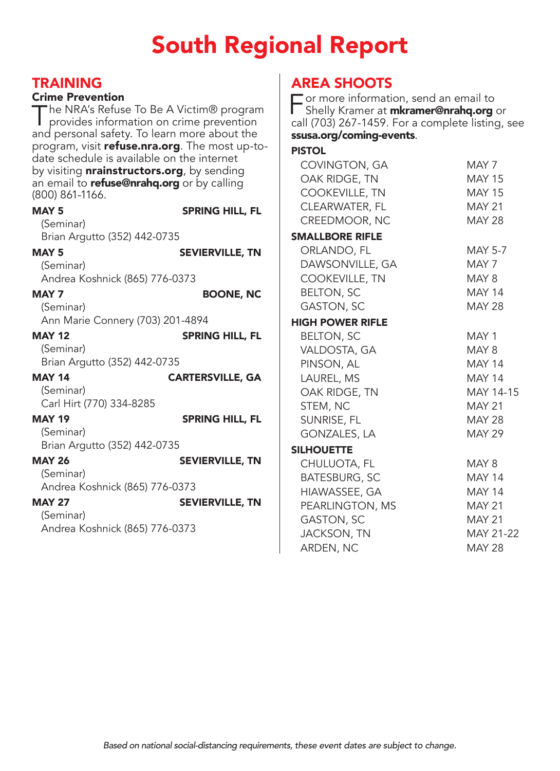# South Regional Report

## TRAINING

### Crime Prevention

The NRA's Refuse To Be A Victim® program provides information on crime prevention and personal safety. To learn more about the program, visit **refuse.nra.org**. The most up-to-date schedule is available on the internet by visiting **nrainstructors.org**, by sending an email to **refuse@nrahq.org** or by calling (800) 861-1166.

**MAY 5** — **SPRING HILL, FL**
(Seminar)
Brian Argutto (352) 442-0735

**MAY 5** — **SEVIERVILLE, TN**
(Seminar)
Andrea Koshnick (865) 776-0373

**MAY 7** — **BOONE, NC**
(Seminar)
Ann Marie Connery (703) 201-4894

**MAY 12** — **SPRING HILL, FL**
(Seminar)
Brian Argutto (352) 442-0735

**MAY 14** — **CARTERSVILLE, GA**
(Seminar)
Carl Hirt (770) 334-8285

**MAY 19** — **SPRING HILL, FL**
(Seminar)
Brian Argutto (352) 442-0735

**MAY 26** — **SEVIERVILLE, TN**
(Seminar)
Andrea Koshnick (865) 776-0373

**MAY 27** — **SEVIERVILLE, TN**
(Seminar)
Andrea Koshnick (865) 776-0373

## AREA SHOOTS

For more information, send an email to Shelly Kramer at **mkramer@nrahq.org** or call (703) 267-1459. For a complete listing, see **ssusa.org/coming-events**.

**PISTOL**

| | |
|---|---|
| COVINGTON, GA | MAY 7 |
| OAK RIDGE, TN | MAY 15 |
| COOKEVILLE, TN | MAY 15 |
| CLEARWATER, FL | MAY 21 |
| CREEDMOOR, NC | MAY 28 |

**SMALLBORE RIFLE**

| | |
|---|---|
| ORLANDO, FL | MAY 5-7 |
| DAWSONVILLE, GA | MAY 7 |
| COOKEVILLE, TN | MAY 8 |
| BELTON, SC | MAY 14 |
| GASTON, SC | MAY 28 |

**HIGH POWER RIFLE**

| | |
|---|---|
| BELTON, SC | MAY 1 |
| VALDOSTA, GA | MAY 8 |
| PINSON, AL | MAY 14 |
| LAUREL, MS | MAY 14 |
| OAK RIDGE, TN | MAY 14-15 |
| STEM, NC | MAY 21 |
| SUNRISE, FL | MAY 28 |
| GONZALES, LA | MAY 29 |

**SILHOUETTE**

| | |
|---|---|
| CHULUOTA, FL | MAY 8 |
| BATESBURG, SC | MAY 14 |
| HIAWASSEE, GA | MAY 14 |
| PEARLINGTON, MS | MAY 21 |
| GASTON, SC | MAY 21 |
| JACKSON, TN | MAY 21-22 |
| ARDEN, NC | MAY 28 |

*Based on national social-distancing requirements, these event dates are subject to change.*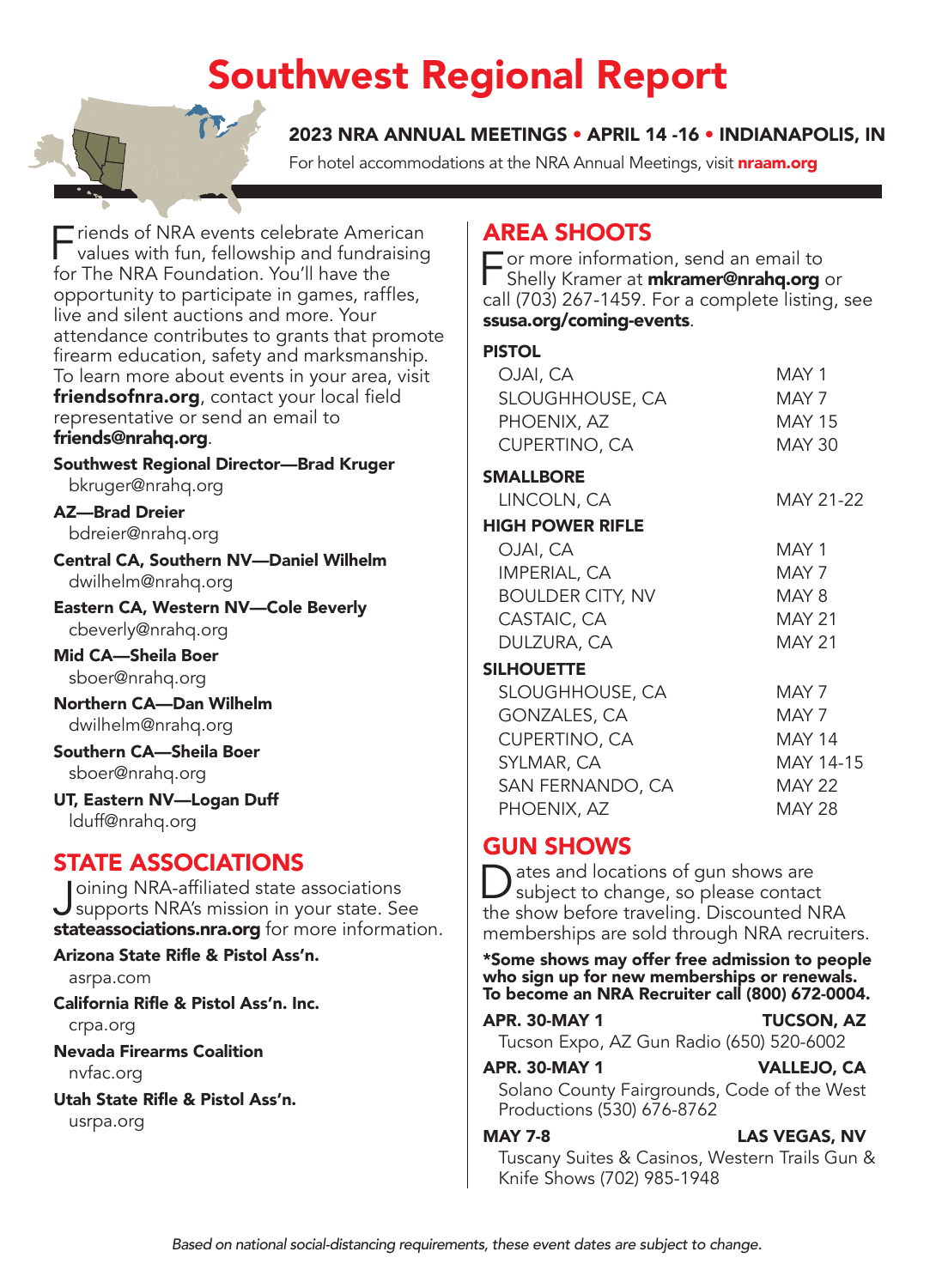# Southwest Regional Report

## 2023 NRA ANNUAL MEETINGS • APRIL 14 -16 • INDIANAPOLIS, IN

For hotel accommodations at the NRA Annual Meetings, visit **nraam.org**

Friends of NRA events celebrate American values with fun, fellowship and fundraising for The NRA Foundation. You'll have the opportunity to participate in games, raffles, live and silent auctions and more. Your attendance contributes to grants that promote firearm education, safety and marksmanship. To learn more about events in your area, visit **friendsofnra.org**, contact your local field representative or send an email to **friends@nrahq.org**.

**Southwest Regional Director—Brad Kruger**
bkruger@nrahq.org

**AZ—Brad Dreier**
bdreier@nrahq.org

**Central CA, Southern NV—Daniel Wilhelm**
dwilhelm@nrahq.org

**Eastern CA, Western NV—Cole Beverly**
cbeverly@nrahq.org

**Mid CA—Sheila Boer**
sboer@nrahq.org

**Northern CA—Dan Wilhelm**
dwilhelm@nrahq.org

**Southern CA—Sheila Boer**
sboer@nrahq.org

**UT, Eastern NV—Logan Duff**
lduff@nrahq.org

## STATE ASSOCIATIONS

Joining NRA-affiliated state associations supports NRA's mission in your state. See **stateassociations.nra.org** for more information.

**Arizona State Rifle & Pistol Ass'n.**
asrpa.com

**California Rifle & Pistol Ass'n. Inc.**
crpa.org

**Nevada Firearms Coalition**
nvfac.org

**Utah State Rifle & Pistol Ass'n.**
usrpa.org

## AREA SHOOTS

For more information, send an email to Shelly Kramer at **mkramer@nrahq.org** or call (703) 267-1459. For a complete listing, see **ssusa.org/coming-events**.

**PISTOL**

| | |
|---|---|
| OJAI, CA | MAY 1 |
| SLOUGHHOUSE, CA | MAY 7 |
| PHOENIX, AZ | MAY 15 |
| CUPERTINO, CA | MAY 30 |

**SMALLBORE**

| | |
|---|---|
| LINCOLN, CA | MAY 21-22 |

**HIGH POWER RIFLE**

| | |
|---|---|
| OJAI, CA | MAY 1 |
| IMPERIAL, CA | MAY 7 |
| BOULDER CITY, NV | MAY 8 |
| CASTAIC, CA | MAY 21 |
| DULZURA, CA | MAY 21 |

**SILHOUETTE**

| | |
|---|---|
| SLOUGHHOUSE, CA | MAY 7 |
| GONZALES, CA | MAY 7 |
| CUPERTINO, CA | MAY 14 |
| SYLMAR, CA | MAY 14-15 |
| SAN FERNANDO, CA | MAY 22 |
| PHOENIX, AZ | MAY 28 |

## GUN SHOWS

Dates and locations of gun shows are subject to change, so please contact the show before traveling. Discounted NRA memberships are sold through NRA recruiters.

**\*Some shows may offer free admission to people who sign up for new memberships or renewals. To become an NRA Recruiter call (800) 672-0004.**

**APR. 30-MAY 1** — **TUCSON, AZ**
Tucson Expo, AZ Gun Radio (650) 520-6002

**APR. 30-MAY 1** — **VALLEJO, CA**
Solano County Fairgrounds, Code of the West Productions (530) 676-8762

**MAY 7-8** — **LAS VEGAS, NV**
Tuscany Suites & Casinos, Western Trails Gun & Knife Shows (702) 985-1948

*Based on national social-distancing requirements, these event dates are subject to change.*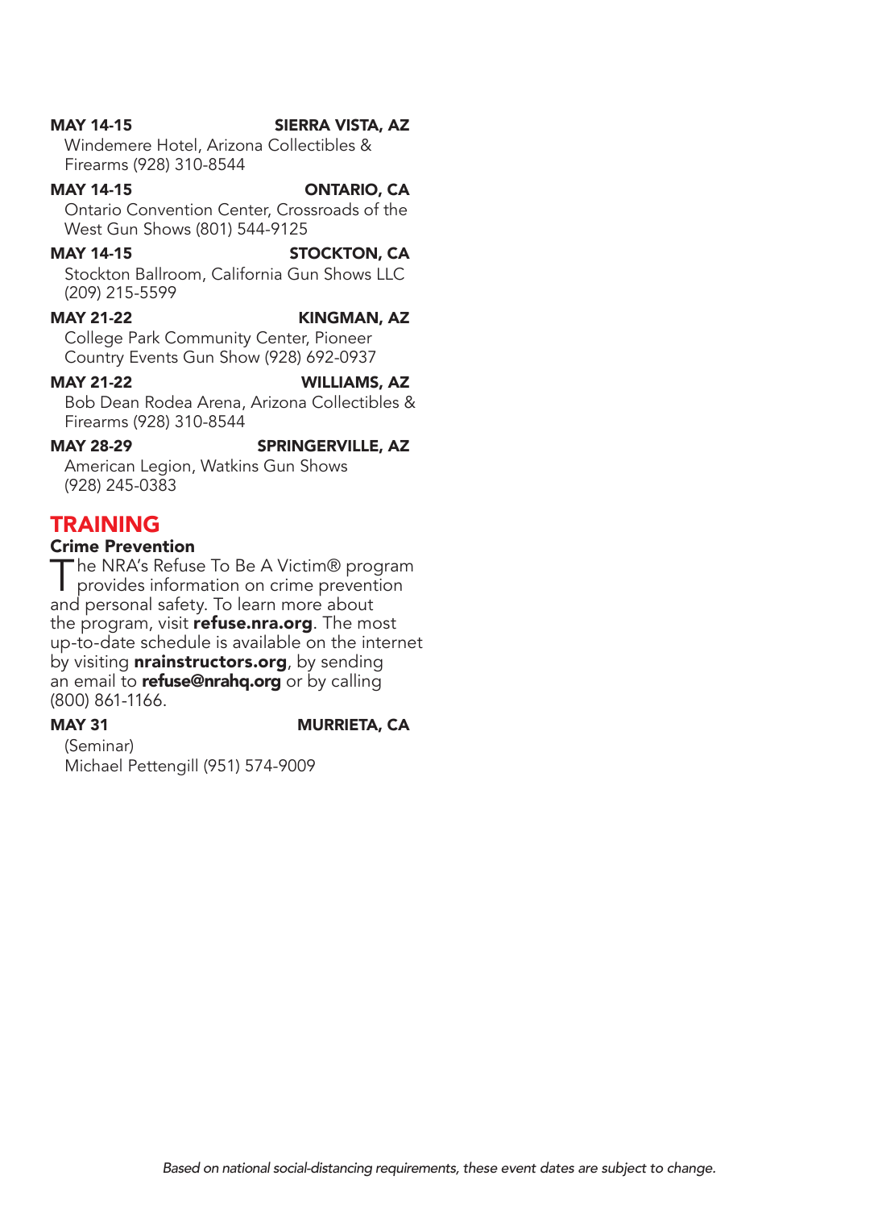**MAY 14-15** **SIERRA VISTA, AZ**
Windemere Hotel, Arizona Collectibles & Firearms (928) 310-8544

**MAY 14-15** **ONTARIO, CA**
Ontario Convention Center, Crossroads of the West Gun Shows (801) 544-9125

**MAY 14-15** **STOCKTON, CA**
Stockton Ballroom, California Gun Shows LLC (209) 215-5599

**MAY 21-22** **KINGMAN, AZ**
College Park Community Center, Pioneer Country Events Gun Show (928) 692-0937

**MAY 21-22** **WILLIAMS, AZ**
Bob Dean Rodea Arena, Arizona Collectibles & Firearms (928) 310-8544

**MAY 28-29** **SPRINGERVILLE, AZ**
American Legion, Watkins Gun Shows (928) 245-0383

## TRAINING

### Crime Prevention

The NRA's Refuse To Be A Victim® program provides information on crime prevention and personal safety. To learn more about the program, visit **refuse.nra.org**. The most up-to-date schedule is available on the internet by visiting **nrainstructors.org**, by sending an email to **refuse@nrahq.org** or by calling (800) 861-1166.

**MAY 31** **MURRIETA, CA**
(Seminar)
Michael Pettengill (951) 574-9009

*Based on national social-distancing requirements, these event dates are subject to change.*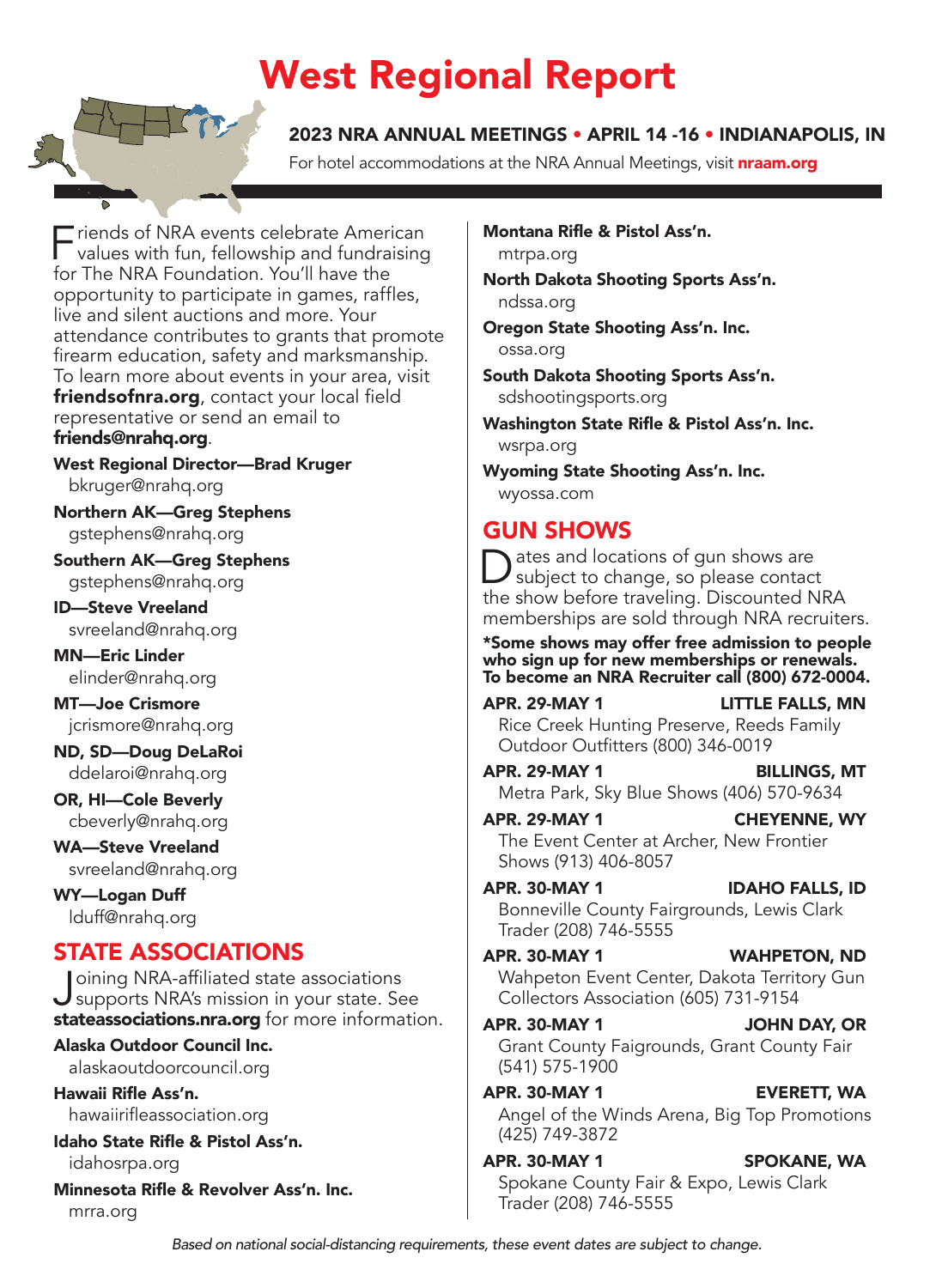# West Regional Report

## 2023 NRA ANNUAL MEETINGS • APRIL 14 -16 • INDIANAPOLIS, IN

For hotel accommodations at the NRA Annual Meetings, visit **nraam.org**

Friends of NRA events celebrate American values with fun, fellowship and fundraising for The NRA Foundation. You'll have the opportunity to participate in games, raffles, live and silent auctions and more. Your attendance contributes to grants that promote firearm education, safety and marksmanship. To learn more about events in your area, visit **friendsofnra.org**, contact your local field representative or send an email to **friends@nrahq.org**.

**West Regional Director—Brad Kruger**
bkruger@nrahq.org

**Northern AK—Greg Stephens**
gstephens@nrahq.org

**Southern AK—Greg Stephens**
gstephens@nrahq.org

**ID—Steve Vreeland**
svreeland@nrahq.org

**MN—Eric Linder**
elinder@nrahq.org

**MT—Joe Crismore**
jcrismore@nrahq.org

**ND, SD—Doug DeLaRoi**
ddelaroi@nrahq.org

**OR, HI—Cole Beverly**
cbeverly@nrahq.org

**WA—Steve Vreeland**
svreeland@nrahq.org

**WY—Logan Duff**
lduff@nrahq.org

## STATE ASSOCIATIONS

Joining NRA-affiliated state associations supports NRA's mission in your state. See **stateassociations.nra.org** for more information.

**Alaska Outdoor Council Inc.**
alaskaoutdoorcouncil.org

**Hawaii Rifle Ass'n.**
hawaiirifleassociation.org

**Idaho State Rifle & Pistol Ass'n.**
idahosrpa.org

**Minnesota Rifle & Revolver Ass'n. Inc.**
mrra.org

**Montana Rifle & Pistol Ass'n.**
mtrpa.org

**North Dakota Shooting Sports Ass'n.**
ndssa.org

**Oregon State Shooting Ass'n. Inc.**
ossa.org

**South Dakota Shooting Sports Ass'n.**
sdshootingsports.org

**Washington State Rifle & Pistol Ass'n. Inc.**
wsrpa.org

**Wyoming State Shooting Ass'n. Inc.**
wyossa.com

## GUN SHOWS

Dates and locations of gun shows are subject to change, so please contact the show before traveling. Discounted NRA memberships are sold through NRA recruiters.

**\*Some shows may offer free admission to people who sign up for new memberships or renewals. To become an NRA Recruiter call (800) 672-0004.**

**APR. 29-MAY 1 — LITTLE FALLS, MN**
Rice Creek Hunting Preserve, Reeds Family Outdoor Outfitters (800) 346-0019

**APR. 29-MAY 1 — BILLINGS, MT**
Metra Park, Sky Blue Shows (406) 570-9634

**APR. 29-MAY 1 — CHEYENNE, WY**
The Event Center at Archer, New Frontier Shows (913) 406-8057

**APR. 30-MAY 1 — IDAHO FALLS, ID**
Bonneville County Fairgrounds, Lewis Clark Trader (208) 746-5555

**APR. 30-MAY 1 — WAHPETON, ND**
Wahpeton Event Center, Dakota Territory Gun Collectors Association (605) 731-9154

**APR. 30-MAY 1 — JOHN DAY, OR**
Grant County Faigrounds, Grant County Fair (541) 575-1900

**APR. 30-MAY 1 — EVERETT, WA**
Angel of the Winds Arena, Big Top Promotions (425) 749-3872

**APR. 30-MAY 1 — SPOKANE, WA**
Spokane County Fair & Expo, Lewis Clark Trader (208) 746-5555

*Based on national social-distancing requirements, these event dates are subject to change.*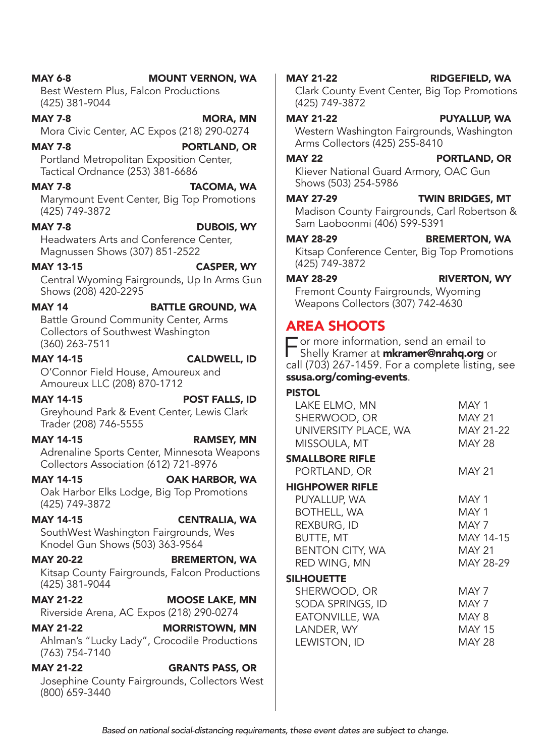**MAY 6-8** **MOUNT VERNON, WA**
Best Western Plus, Falcon Productions
(425) 381-9044

**MAY 7-8** **MORA, MN**
Mora Civic Center, AC Expos (218) 290-0274

**MAY 7-8** **PORTLAND, OR**
Portland Metropolitan Exposition Center, Tactical Ordnance (253) 381-6686

**MAY 7-8** **TACOMA, WA**
Marymount Event Center, Big Top Promotions
(425) 749-3872

**MAY 7-8** **DUBOIS, WY**
Headwaters Arts and Conference Center, Magnussen Shows (307) 851-2522

**MAY 13-15** **CASPER, WY**
Central Wyoming Fairgrounds, Up In Arms Gun Shows (208) 420-2295

**MAY 14** **BATTLE GROUND, WA**
Battle Ground Community Center, Arms Collectors of Southwest Washington
(360) 263-7511

**MAY 14-15** **CALDWELL, ID**
O'Connor Field House, Amoureux and Amoureux LLC (208) 870-1712

**MAY 14-15** **POST FALLS, ID**
Greyhound Park & Event Center, Lewis Clark Trader (208) 746-5555

**MAY 14-15** **RAMSEY, MN**
Adrenaline Sports Center, Minnesota Weapons Collectors Association (612) 721-8976

**MAY 14-15** **OAK HARBOR, WA**
Oak Harbor Elks Lodge, Big Top Promotions
(425) 749-3872

**MAY 14-15** **CENTRALIA, WA**
SouthWest Washington Fairgrounds, Wes Knodel Gun Shows (503) 363-9564

**MAY 20-22** **BREMERTON, WA**
Kitsap County Fairgrounds, Falcon Productions
(425) 381-9044

**MAY 21-22** **MOOSE LAKE, MN**
Riverside Arena, AC Expos (218) 290-0274

**MAY 21-22** **MORRISTOWN, MN**
Ahlman's "Lucky Lady", Crocodile Productions
(763) 754-7140

**MAY 21-22** **GRANTS PASS, OR**
Josephine County Fairgrounds, Collectors West
(800) 659-3440

**MAY 21-22** **RIDGEFIELD, WA**
Clark County Event Center, Big Top Promotions
(425) 749-3872

**MAY 21-22** **PUYALLUP, WA**
Western Washington Fairgrounds, Washington Arms Collectors (425) 255-8410

**MAY 22** **PORTLAND, OR**
Kliever National Guard Armory, OAC Gun Shows (503) 254-5986

**MAY 27-29** **TWIN BRIDGES, MT**
Madison County Fairgrounds, Carl Robertson & Sam Laoboonmi (406) 599-5391

**MAY 28-29** **BREMERTON, WA**
Kitsap Conference Center, Big Top Promotions
(425) 749-3872

**MAY 28-29** **RIVERTON, WY**
Fremont County Fairgrounds, Wyoming Weapons Collectors (307) 742-4630

## AREA SHOOTS

For more information, send an email to Shelly Kramer at **mkramer@nrahq.org** or call (703) 267-1459. For a complete listing, see **ssusa.org/coming-events**.

**PISTOL**

| | |
|---|---|
| LAKE ELMO, MN | MAY 1 |
| SHERWOOD, OR | MAY 21 |
| UNIVERSITY PLACE, WA | MAY 21-22 |
| MISSOULA, MT | MAY 28 |

**SMALLBORE RIFLE**

| | |
|---|---|
| PORTLAND, OR | MAY 21 |

**HIGHPOWER RIFLE**

| | |
|---|---|
| PUYALLUP, WA | MAY 1 |
| BOTHELL, WA | MAY 1 |
| REXBURG, ID | MAY 7 |
| BUTTE, MT | MAY 14-15 |
| BENTON CITY, WA | MAY 21 |
| RED WING, MN | MAY 28-29 |

**SILHOUETTE**

| | |
|---|---|
| SHERWOOD, OR | MAY 7 |
| SODA SPRINGS, ID | MAY 7 |
| EATONVILLE, WA | MAY 8 |
| LANDER, WY | MAY 15 |
| LEWISTON, ID | MAY 28 |

*Based on national social-distancing requirements, these event dates are subject to change.*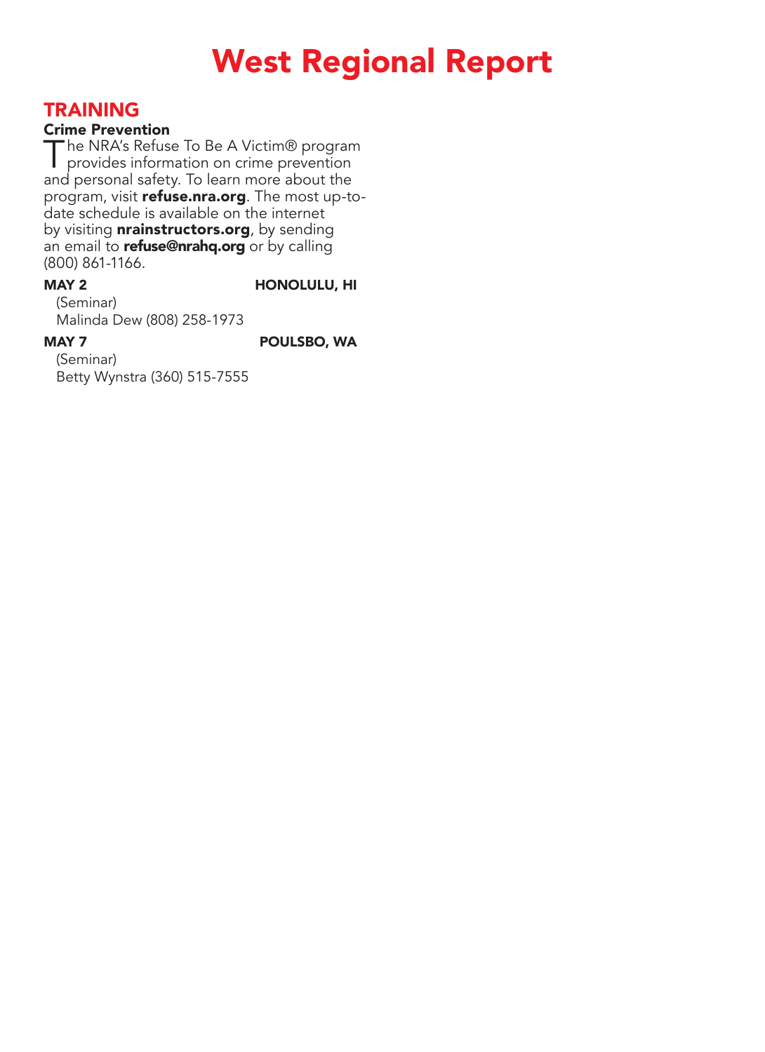# West Regional Report

## TRAINING

### Crime Prevention

The NRA's Refuse To Be A Victim® program provides information on crime prevention and personal safety. To learn more about the program, visit **refuse.nra.org**. The most up-to-date schedule is available on the internet by visiting **nrainstructors.org**, by sending an email to **refuse@nrahq.org** or by calling (800) 861-1166.

**MAY 2** **HONOLULU, HI**
(Seminar)
Malinda Dew (808) 258-1973

**MAY 7** **POULSBO, WA**
(Seminar)
Betty Wynstra (360) 515-7555